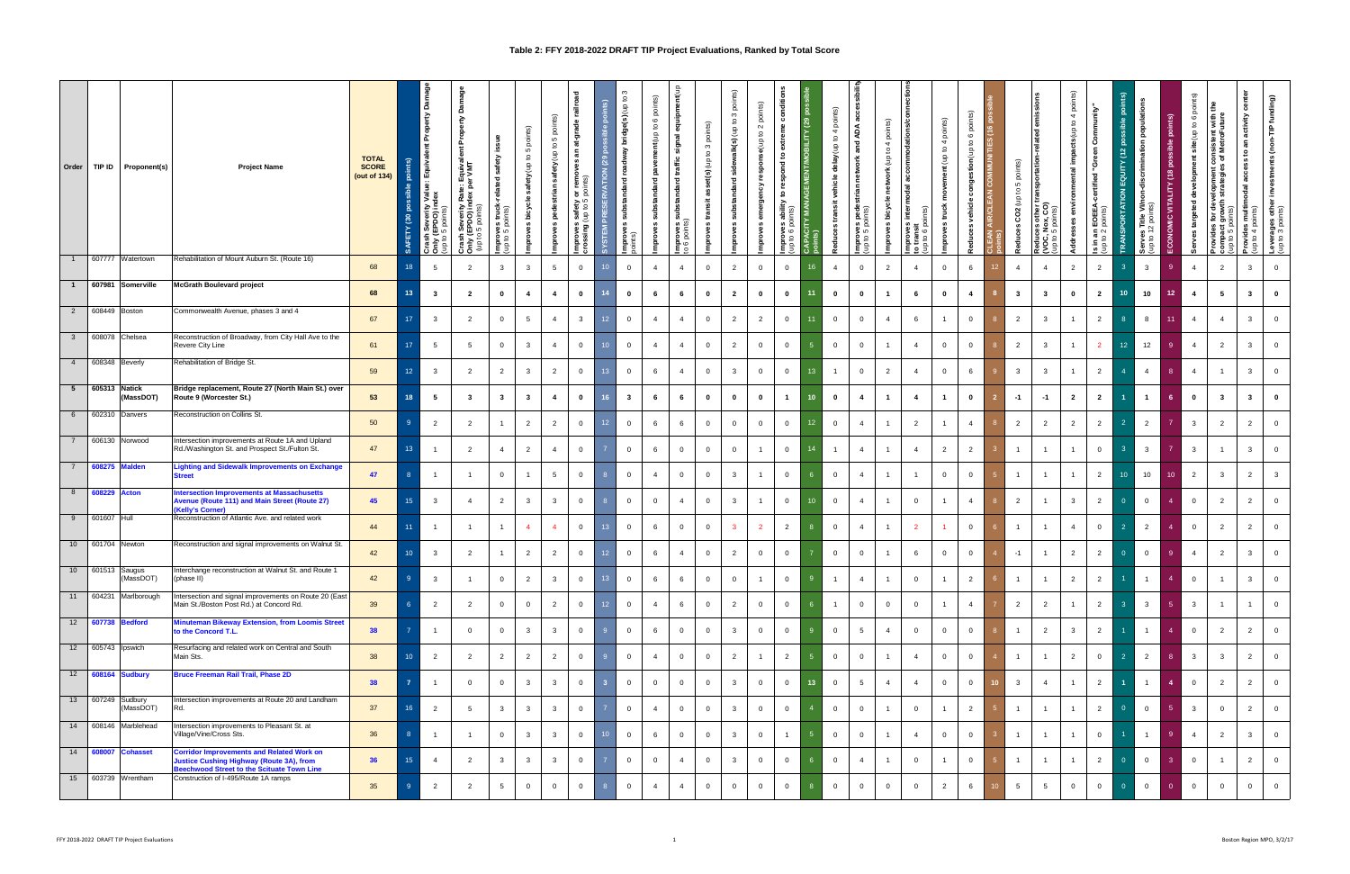# Table 2: FFY 2018-2022 DRAFT TIP Project Evaluations, Ranked by Total Score

| Order | TIP ID | Proponent(s) | Project Name | TOTAL SCORE (out of 134) | SAFETY (30 possible points) | Crash Severity Value: Equivalent Property Damage Only (EPDO) index (up to 5 points) | Crash Severity Rate: Equivalent Property Damage Only (EPDO) index per VMT (up to 5 points) | Improves truck-related safety issue (up to 5 points) | Improves bicycle safety (up to 5 points) | Improves pedestrian safety (up to 5 points) | Improves safety or removes an at-grade railroad crossing (up to 5 points) | SYSTEM PRESERVATION (29 possible points) | Improves substandard roadway bridge(s) (up to 3 points) | Improves substandard pavement (up to 6 points) | Improves substandard traffic signal equipment (up to 6 points) | Improves transit asset(s) (up to 3 points) | Improves substandard sidewalk(s) (up to 3 points) | Improves emergency response (up to 2 points) | Improves ability to respond to extreme conditions (up to 6 points) | CAPACITY MANAGEMENT/MOBILITY (29 possible points) | Reduces transit vehicle delay (up to 4 points) | Improves pedestrian network and ADA accessibility (up to 5 points) | Improves bicycle network (up to 4 points) | Improves intermodal accommodations/connections to transit (up to 6 points) | Improves truck movement (up to 4 points) | Reduces vehicle congestion (up to 6 points) | CLEAN AIR/CLEAN COMMUNITIES (16 possible points) | Reduces CO2 (up to 5 points) | Reduces other transportation-related emissions (VOC, NOx, CO) (up to 5 points) | Addresses environmental impacts (up to 4 points) | Is in an EOEEA-certified "Green Community" (up to 2 points) | TRANSPORTATION EQUITY (12 possible points) | Serves Title VI/non-discrimination populations (up to 12 points) | ECONOMIC VITALITY (18 possible points) | Serves targeted development site (up to 6 points) | Provides for development consistent with the compact growth strategies of MetroFuture (up to 5 points) | Provides multimodal access to an activity center (up to 4 points) | Leverages other investments (non-TIP funding) (up to 3 points) |
|---|---|---|---|---|---|---|---|---|---|---|---|---|---|---|---|---|---|---|---|---|---|---|---|---|---|---|---|---|---|---|---|---|---|---|---|---|---|---|
| 1 | 607777 | Watertown | Rehabilitation of Mount Auburn St. (Route 16) | 68 | 18 | 5 | 2 | 3 | 3 | 5 | 0 | 10 | 0 | 4 | 4 | 0 | 2 | 0 | 0 | 16 | 4 | 0 | 2 | 4 | 0 | 6 | 12 | 4 | 4 | 2 | 2 | 3 | 3 | 9 | 4 | 2 | 3 | 0 |
| **1** | **607981** | **Somerville** | **McGrath Boulevard project** | **68** | **13** | **3** | **2** | **0** | **4** | **4** | **0** | **14** | **0** | **6** | **6** | **0** | **2** | **0** | **0** | **11** | **0** | **0** | **1** | **6** | **0** | **4** | **8** | **3** | **3** | **0** | **2** | **10** | **10** | **12** | **4** | **5** | **3** | **0** |
| 2 | 608449 | Boston | Commonwealth Avenue, phases 3 and 4 | 67 | 17 | 3 | 2 | 0 | 5 | 4 | 3 | 12 | 0 | 4 | 4 | 0 | 2 | 2 | 0 | 11 | 0 | 0 | 4 | 6 | 1 | 0 | 8 | 2 | 3 | 1 | 2 | 8 | 8 | 11 | 4 | 4 | 3 | 0 |
| 3 | 608078 | Chelsea | Reconstruction of Broadway, from City Hall Ave to the Revere City Line | 61 | 17 | 5 | 5 | 0 | 3 | 4 | 0 | 10 | 0 | 4 | 4 | 0 | 2 | 0 | 0 | 5 | 0 | 0 | 1 | 4 | 0 | 0 | 8 | 2 | 3 | 1 | 2 | 12 | 12 | 9 | 4 | 2 | 3 | 0 |
| 4 | 608348 | Beverly | Rehabilitation of Bridge St. | 59 | 12 | 3 | 2 | 2 | 3 | 2 | 0 | 13 | 0 | 6 | 4 | 0 | 3 | 0 | 0 | 13 | 1 | 0 | 2 | 4 | 0 | 6 | 9 | 3 | 3 | 1 | 2 | 4 | 4 | 8 | 4 | 1 | 3 | 0 |
| **5** | **605313** | **Natick (MassDOT)** | **Bridge replacement, Route 27 (North Main St.) over Route 9 (Worcester St.)** | **53** | **18** | **5** | **3** | **3** | **3** | **4** | **0** | **16** | **3** | **6** | **6** | **0** | **0** | **0** | **1** | **10** | **0** | **4** | **1** | **4** | **1** | **0** | **2** | **-1** | **-1** | **2** | **2** | **1** | **1** | **6** | **0** | **3** | **3** | **0** |
| 6 | 602310 | Danvers | Reconstruction on Collins St. | 50 | 9 | 2 | 2 | 1 | 2 | 2 | 0 | 12 | 0 | 6 | 6 | 0 | 0 | 0 | 0 | 12 | 0 | 4 | 1 | 2 | 1 | 4 | 8 | 2 | 2 | 2 | 2 | 2 | 2 | 7 | 3 | 2 | 2 | 0 |
| 7 | 606130 | Norwood | Intersection improvements at Route 1A and Upland Rd./Washington St. and Prospect St./Fulton St. | 47 | 13 | 1 | 2 | 4 | 2 | 4 | 0 | 7 | 0 | 6 | 0 | 0 | 0 | 1 | 0 | 14 | 1 | 4 | 1 | 4 | 2 | 2 | 3 | 1 | 1 | 1 | 0 | 3 | 3 | 7 | 3 | 1 | 3 | 0 |
| 7 | 608275 | Malden | Lighting and Sidewalk Improvements on Exchange Street | 47 | 8 | 1 | 1 | 0 | 1 | 5 | 0 | 8 | 0 | 4 | 0 | 0 | 3 | 1 | 0 | 6 | 0 | 4 | 1 | 1 | 0 | 0 | 5 | 1 | 1 | 1 | 2 | 10 | 10 | 10 | 2 | 3 | 2 | 3 |
| 8 | 608229 | Acton | Intersection Improvements at Massachusetts Avenue (Route 111) and Main Street (Route 27) (Kelly's Corner) | 45 | 15 | 3 | 4 | 2 | 3 | 3 | 0 | 8 | 0 | 0 | 4 | 0 | 3 | 1 | 0 | 10 | 0 | 4 | 1 | 0 | 1 | 4 | 8 | 2 | 1 | 3 | 2 | 0 | 0 | 4 | 0 | 2 | 2 | 0 |
| 9 | 601607 | Hull | Reconstruction of Atlantic Ave. and related work | 44 | 11 | 1 | 1 | 1 | 4 | 4 | 0 | 13 | 0 | 6 | 0 | 0 | 3 | 2 | 2 | 8 | 0 | 4 | 1 | 2 | 1 | 0 | 6 | 1 | 1 | 4 | 0 | 2 | 2 | 4 | 0 | 2 | 2 | 0 |
| 10 | 601704 | Newton | Reconstruction and signal improvements on Walnut St. | 42 | 10 | 3 | 2 | 1 | 2 | 2 | 0 | 12 | 0 | 6 | 4 | 0 | 2 | 0 | 0 | 7 | 0 | 0 | 1 | 6 | 0 | 0 | 4 | -1 | 1 | 2 | 2 | 0 | 0 | 9 | 4 | 2 | 3 | 0 |
| 10 | 601513 | Saugus (MassDOT) | Interchange reconstruction at Walnut St. and Route 1 (phase II) | 42 | 9 | 3 | 1 | 0 | 2 | 3 | 0 | 13 | 0 | 6 | 6 | 0 | 0 | 1 | 0 | 9 | 1 | 4 | 1 | 0 | 1 | 2 | 6 | 1 | 1 | 2 | 2 | 1 | 1 | 4 | 0 | 1 | 3 | 0 |
| 11 | 604231 | Marlborough | Intersection and signal improvements on Route 20 (East Main St./Boston Post Rd.) at Concord Rd. | 39 | 6 | 2 | 2 | 0 | 0 | 2 | 0 | 12 | 0 | 4 | 6 | 0 | 2 | 0 | 0 | 6 | 1 | 0 | 0 | 0 | 1 | 4 | 7 | 2 | 2 | 1 | 2 | 3 | 3 | 5 | 3 | 1 | 1 | 0 |
| 12 | 607738 | Bedford | Minuteman Bikeway Extension, from Loomis Street to the Concord T.L. | 38 | 7 | 1 | 0 | 0 | 3 | 3 | 0 | 9 | 0 | 6 | 0 | 0 | 3 | 0 | 0 | 9 | 0 | 5 | 4 | 0 | 0 | 0 | 8 | 1 | 2 | 3 | 2 | 1 | 1 | 4 | 0 | 2 | 2 | 0 |
| 12 | 605743 | Ipswich | Resurfacing and related work on Central and South Main Sts. | 38 | 10 | 2 | 2 | 2 | 2 | 2 | 0 | 9 | 0 | 4 | 0 | 0 | 2 | 1 | 2 | 5 | 0 | 0 | 1 | 4 | 0 | 0 | 4 | 1 | 1 | 2 | 0 | 2 | 2 | 8 | 3 | 3 | 2 | 0 |
| 12 | 608164 | Sudbury | Bruce Freeman Rail Trail, Phase 2D | 38 | 7 | 1 | 0 | 0 | 3 | 3 | 0 | 3 | 0 | 0 | 0 | 0 | 3 | 0 | 0 | 13 | 0 | 5 | 4 | 4 | 0 | 0 | 10 | 3 | 4 | 1 | 2 | 1 | 1 | 4 | 0 | 2 | 2 | 0 |
| 13 | 607249 | Sudbury (MassDOT) | Intersection improvements at Route 20 and Landham Rd. | 37 | 16 | 2 | 5 | 3 | 3 | 3 | 0 | 7 | 0 | 4 | 0 | 0 | 3 | 0 | 0 | 4 | 0 | 0 | 1 | 0 | 1 | 2 | 5 | 1 | 1 | 1 | 2 | 0 | 0 | 5 | 3 | 0 | 2 | 0 |
| 14 | 608146 | Marblehead | Intersection improvements to Pleasant St. at Village/Vine/Cross Sts. | 36 | 8 | 1 | 1 | 0 | 3 | 3 | 0 | 10 | 0 | 6 | 0 | 0 | 3 | 0 | 1 | 5 | 0 | 0 | 1 | 4 | 0 | 0 | 3 | 1 | 1 | 1 | 0 | 1 | 1 | 9 | 4 | 2 | 3 | 0 |
| 14 | 608007 | Cohasset | Corridor Improvements and Related Work on Justice Cushing Highway (Route 3A), from Beechwood Street to the Scituate Town Line | 36 | 15 | 4 | 2 | 3 | 3 | 3 | 0 | 7 | 0 | 0 | 4 | 0 | 3 | 0 | 0 | 6 | 0 | 4 | 1 | 0 | 1 | 0 | 5 | 1 | 1 | 1 | 2 | 0 | 0 | 3 | 0 | 1 | 2 | 0 |
| 15 | 603739 | Wrentham | Construction of I-495/Route 1A ramps | 35 | 9 | 2 | 2 | 5 | 0 | 0 | 0 | 8 | 0 | 4 | 4 | 0 | 0 | 0 | 0 | 8 | 0 | 0 | 0 | 0 | 2 | 6 | 10 | 5 | 5 | 0 | 0 | 0 | 0 | 0 | 0 | 0 | 0 | 0 |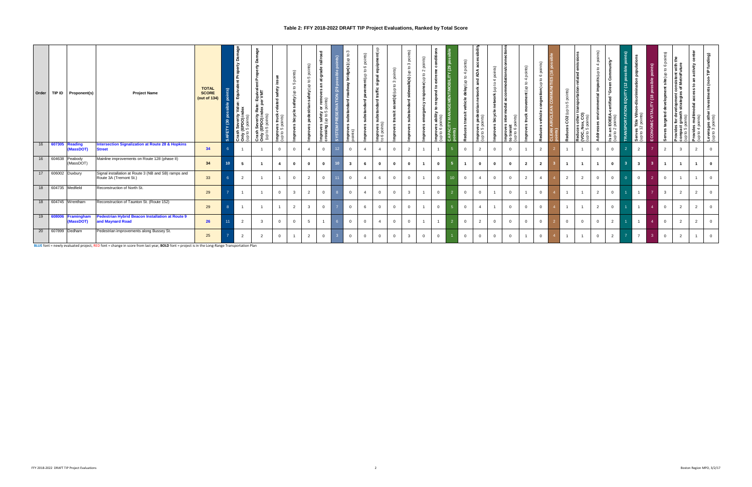# Table 2: FFY 2018-2022 DRAFT TIP Project Evaluations, Ranked by Total Score

| Order | TIP ID | Proponent(s) | Project Name | TOTAL SCORE (out of 134) | SAFETY (30 possible points) | Crash Severity Value: Equivalent Property Damage Only (EPDO) index (up to 5 points) | Crash Severity Rate: Equivalent Property Damage Only (EPDO) index per VMT (up to 5 points) | Improves truck-related safety issue (up to 5 points) | Improves bicycle safety (up to 5 points) | Improves pedestrian safety (up to 5 points) | Improves safety or removes an at-grade railroad crossing (up to 5 points) | SYSTEM PRESERVATION (29 possible points) | Improves substandard roadway bridge(s) (up to 3 points) | Improves substandard pavement (up to 6 points) | Improves substandard traffic signal equipment (up to 6 points) | Improves transit asset(s) (up to 3 points) | Improves substandard sidewalk(s) (up to 3 points) | Improves emergency response (up to 2 points) | Improves ability to respond to extreme conditions (up to 6 points) | CAPACITY MANAGEMENT/MOBILITY (29 possible points) | Reduces transit vehicle delay (up to 4 points) | Improves pedestrian network and ADA accessibility (up to 5 points) | Improves bicycle network (up to 4 points) | Improves intermodal accommodations/connections to transit (up to 6 points) | Improves truck movement (up to 4 points) | Reduces vehicle congestion (up to 6 points) | CLEAN AIR/CLEAN COMMUNITIES (16 possible points) | Reduces CO2 (up to 5 points) | Reduces other transportation-related emissions (VOC, NOx, CO) (up to 5 points) | Addresses environmental impacts (up to 4 points) | Is in an EOEEA-certified "Green Community" (up to 2 points) | TRANSPORTATION EQUITY (12 possible points) | Serves Title VI/non-discrimination populations (up to 12 points) | ECONOMIC VITALITY (18 possible points) | Serves targeted development site (up to 6 points) | Provides for development consistent with the compact growth strategies of MetroFuture (up to 5 points) | Provides multimodal access to an activity center (up to 4 points) | Leverages other investments (non-TIP funding) (up to 3 points) |
|---|---|---|---|---|---|---|---|---|---|---|---|---|---|---|---|---|---|---|---|---|---|---|---|---|---|---|---|---|---|---|---|---|---|---|---|---|---|---|
| 16 | **607305** | **Reading (MassDOT)** | **Intersection Signalization at Route 28 & Hopkins Street** | 34 | 6 | 1 | 1 | 0 | 0 | 4 | 0 | 12 | 0 | 4 | 4 | 0 | 2 | 1 | 1 | 5 | 0 | 2 | 0 | 0 | 1 | 2 | 2 | 1 | 1 | 0 | 0 | 2 | 2 | 7 | 2 | 3 | 2 | 0 |
| 16 | 604638 | Peabody (MassDOT) | Mainline improvements on Route 128 (phase II) | 34 | 10 | **5** | **1** | **4** | **0** | **0** | **0** | 10 | **3** | **6** | **0** | **0** | **0** | **1** | **0** | 5 | **1** | **0** | **0** | **0** | **2** | **2** | 3 | **1** | **1** | **1** | **0** | 3 | **3** | 3 | **1** | **1** | **1** | **0** |
| 17 | 606002 | Duxbury | Signal installation at Route 3 (NB and SB) ramps and Route 3A (Tremont St.) | 33 | 6 | 2 | 1 | 1 | 0 | 2 | 0 | 11 | 0 | 4 | 6 | 0 | 0 | 1 | 0 | 10 | 0 | 4 | 0 | 0 | 2 | 4 | 4 | 2 | 2 | 0 | 0 | 0 | 0 | 2 | 0 | 1 | 1 | 0 |
| 18 | 604735 | Medfield | Reconstruction of North St. | 29 | 7 | 1 | 1 | 0 | 3 | 2 | 0 | 8 | 0 | 4 | 0 | 0 | 3 | 1 | 0 | 2 | 0 | 0 | 1 | 0 | 1 | 0 | 4 | 1 | 1 | 2 | 0 | 1 | 1 | 7 | 3 | 2 | 2 | 0 |
| 18 | 604745 | Wrentham | Reconstruction of Taunton St. (Route 152) | 29 | 8 | 1 | 1 | 1 | 2 | 3 | 0 | 7 | 0 | 6 | 0 | 0 | 0 | 1 | 0 | 5 | 0 | 4 | 1 | 0 | 0 | 0 | 4 | 1 | 1 | 2 | 0 | 1 | 1 | 4 | 0 | 2 | 2 | 0 |
| 19 | **608006** | **Framingham (MassDOT)** | **Pedestrian Hybrid Beacon Installation at Route 9 and Maynard Road** | 26 | 11 | 2 | 3 | 0 | 0 | 5 | 1 | 6 | 0 | 0 | 4 | 0 | 0 | 1 | 1 | 2 | 0 | 2 | 0 | 0 | 0 | 0 | 2 | 0 | 0 | 0 | 2 | 1 | 1 | 4 | 0 | 2 | 2 | 0 |
| 20 | 607899 | Dedham | Pedestrian improvements along Bussey St. | 25 | 7 | 2 | 2 | 0 | 1 | 2 | 0 | 3 | 0 | 0 | 0 | 0 | 3 | 0 | 0 | 1 | 0 | 0 | 0 | 0 | 1 | 0 | 4 | 1 | 1 | 0 | 2 | 7 | 7 | 3 | 0 | 2 | 1 | 0 |

BLUE font = newly evaluated project, RED font = change in score from last year, **BOLD** font = project is in the Long-Range Transportation Plan